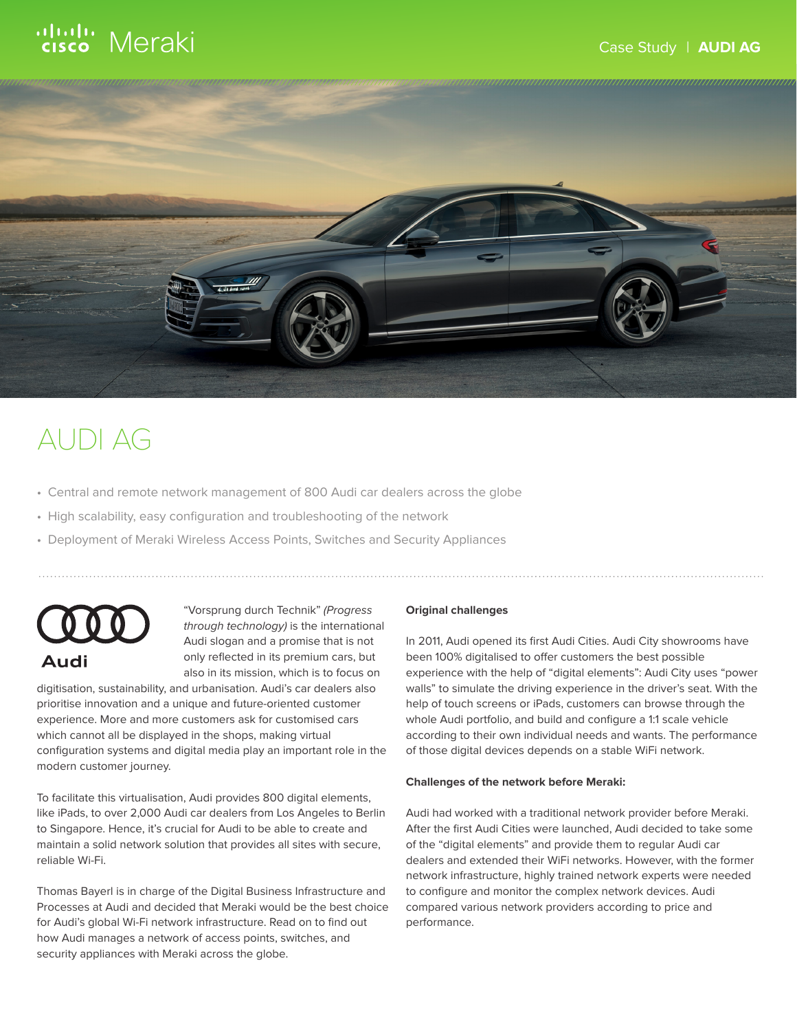Case Study | **AUDI AG**

# AUDI AG

- Central and remote network management of 800 Audi car dealers across the globe
- High scalability, easy configuration and troubleshooting of the network
- Deployment of Meraki Wireless Access Points, Switches and Security Appliances

"Vorsprung durch Technik" *(Progress through technology)* is the international Audi slogan and a promise that is not only reflected in its premium cars, but also in its mission, which is to focus on digitisation, sustainability, and urbanisation. Audi's car dealers also prioritise innovation and a unique and future-oriented customer experience. More and more customers ask for customised cars which cannot all be displayed in the shops, making virtual configuration systems and digital media play an important role in the modern customer journey.

To facilitate this virtualisation, Audi provides 800 digital elements, like iPads, to over 2,000 Audi car dealers from Los Angeles to Berlin to Singapore. Hence, it's crucial for Audi to be able to create and maintain a solid network solution that provides all sites with secure, reliable Wi-Fi.

Thomas Bayerl is in charge of the Digital Business Infrastructure and Processes at Audi and decided that Meraki would be the best choice for Audi's global Wi-Fi network infrastructure. Read on to find out how Audi manages a network of access points, switches, and security appliances with Meraki across the globe.

**Original challenges**

In 2011, Audi opened its first Audi Cities. Audi City showrooms have been 100% digitalised to offer customers the best possible experience with the help of "digital elements": Audi City uses "power walls" to simulate the driving experience in the driver's seat. With the help of touch screens or iPads, customers can browse through the whole Audi portfolio, and build and configure a 1:1 scale vehicle according to their own individual needs and wants. The performance of those digital devices depends on a stable WiFi network.

**Challenges of the network before Meraki:**

Audi had worked with a traditional network provider before Meraki. After the first Audi Cities were launched, Audi decided to take some of the "digital elements" and provide them to regular Audi car dealers and extended their WiFi networks. However, with the former network infrastructure, highly trained network experts were needed to configure and monitor the complex network devices. Audi compared various network providers according to price and performance.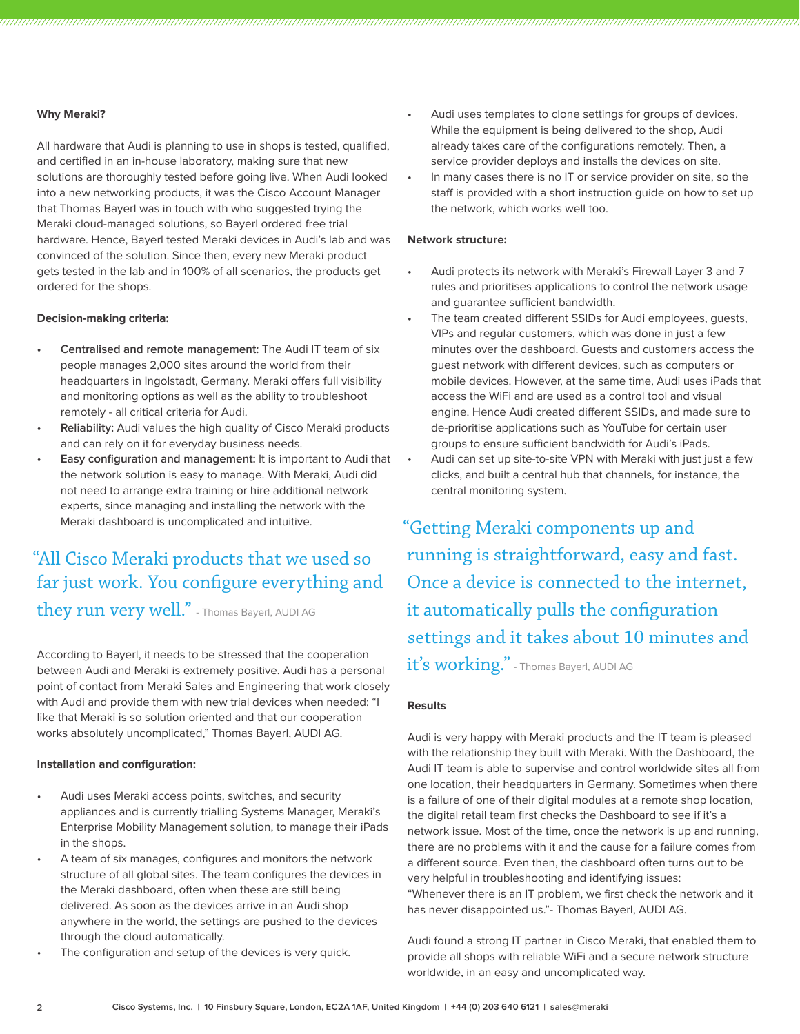**Why Meraki?**

All hardware that Audi is planning to use in shops is tested, qualified, and certified in an in-house laboratory, making sure that new solutions are thoroughly tested before going live. When Audi looked into a new networking products, it was the Cisco Account Manager that Thomas Bayerl was in touch with who suggested trying the Meraki cloud-managed solutions, so Bayerl ordered free trial hardware. Hence, Bayerl tested Meraki devices in Audi's lab and was convinced of the solution. Since then, every new Meraki product gets tested in the lab and in 100% of all scenarios, the products get ordered for the shops.

**Decision-making criteria:**

- **Centralised and remote management:** The Audi IT team of six people manages 2,000 sites around the world from their headquarters in Ingolstadt, Germany. Meraki offers full visibility and monitoring options as well as the ability to troubleshoot remotely - all critical criteria for Audi.
- **Reliability:** Audi values the high quality of Cisco Meraki products and can rely on it for everyday business needs.
- **Easy configuration and management:** It is important to Audi that the network solution is easy to manage. With Meraki, Audi did not need to arrange extra training or hire additional network experts, since managing and installing the network with the Meraki dashboard is uncomplicated and intuitive.

> "All Cisco Meraki products that we used so far just work. You configure everything and they run very well." - Thomas Bayerl, AUDI AG

According to Bayerl, it needs to be stressed that the cooperation between Audi and Meraki is extremely positive. Audi has a personal point of contact from Meraki Sales and Engineering that work closely with Audi and provide them with new trial devices when needed: "I like that Meraki is so solution oriented and that our cooperation works absolutely uncomplicated," Thomas Bayerl, AUDI AG.

**Installation and configuration:**

- Audi uses Meraki access points, switches, and security appliances and is currently trialling Systems Manager, Meraki's Enterprise Mobility Management solution, to manage their iPads in the shops.
- A team of six manages, configures and monitors the network structure of all global sites. The team configures the devices in the Meraki dashboard, often when these are still being delivered. As soon as the devices arrive in an Audi shop anywhere in the world, the settings are pushed to the devices through the cloud automatically.
- The configuration and setup of the devices is very quick.
- Audi uses templates to clone settings for groups of devices. While the equipment is being delivered to the shop, Audi already takes care of the configurations remotely. Then, a service provider deploys and installs the devices on site.
- In many cases there is no IT or service provider on site, so the staff is provided with a short instruction guide on how to set up the network, which works well too.

**Network structure:**

- Audi protects its network with Meraki's Firewall Layer 3 and 7 rules and prioritises applications to control the network usage and guarantee sufficient bandwidth.
- The team created different SSIDs for Audi employees, guests, VIPs and regular customers, which was done in just a few minutes over the dashboard. Guests and customers access the guest network with different devices, such as computers or mobile devices. However, at the same time, Audi uses iPads that access the WiFi and are used as a control tool and visual engine. Hence Audi created different SSIDs, and made sure to de-prioritise applications such as YouTube for certain user groups to ensure sufficient bandwidth for Audi's iPads.
- Audi can set up site-to-site VPN with Meraki with just just a few clicks, and built a central hub that channels, for instance, the central monitoring system.

> "Getting Meraki components up and running is straightforward, easy and fast. Once a device is connected to the internet, it automatically pulls the configuration settings and it takes about 10 minutes and it's working." - Thomas Bayerl, AUDI AG

**Results**

Audi is very happy with Meraki products and the IT team is pleased with the relationship they built with Meraki. With the Dashboard, the Audi IT team is able to supervise and control worldwide sites all from one location, their headquarters in Germany. Sometimes when there is a failure of one of their digital modules at a remote shop location, the digital retail team first checks the Dashboard to see if it's a network issue. Most of the time, once the network is up and running, there are no problems with it and the cause for a failure comes from a different source. Even then, the dashboard often turns out to be very helpful in troubleshooting and identifying issues:
"Whenever there is an IT problem, we first check the network and it has never disappointed us."- Thomas Bayerl, AUDI AG.

Audi found a strong IT partner in Cisco Meraki, that enabled them to provide all shops with reliable WiFi and a secure network structure worldwide, in an easy and uncomplicated way.

Cisco Systems, Inc. | 10 Finsbury Square, London, EC2A 1AF, United Kingdom | +44 (0) 203 640 6121 | sales@meraki